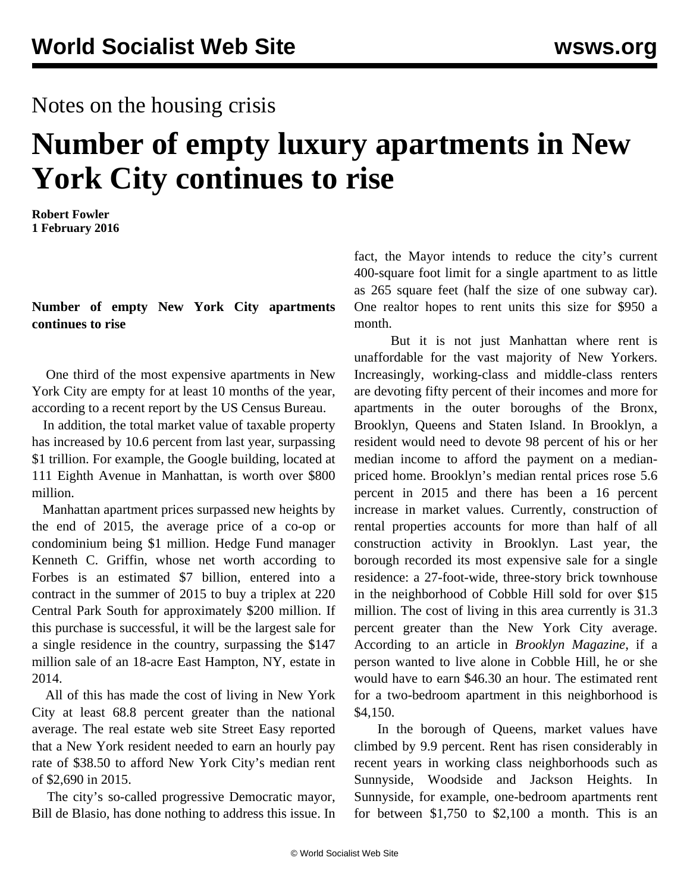Notes on the housing crisis

# Number of empty luxury apartments in New York City continues to rise

**Robert Fowler**
**1 February 2016**

**Number of empty New York City apartments continues to rise**

One third of the most expensive apartments in New York City are empty for at least 10 months of the year, according to a recent report by the US Census Bureau.

In addition, the total market value of taxable property has increased by 10.6 percent from last year, surpassing $1 trillion. For example, the Google building, located at 111 Eighth Avenue in Manhattan, is worth over $800 million.

Manhattan apartment prices surpassed new heights by the end of 2015, the average price of a co-op or condominium being $1 million. Hedge Fund manager Kenneth C. Griffin, whose net worth according to Forbes is an estimated $7 billion, entered into a contract in the summer of 2015 to buy a triplex at 220 Central Park South for approximately $200 million. If this purchase is successful, it will be the largest sale for a single residence in the country, surpassing the $147 million sale of an 18-acre East Hampton, NY, estate in 2014.

All of this has made the cost of living in New York City at least 68.8 percent greater than the national average. The real estate web site Street Easy reported that a New York resident needed to earn an hourly pay rate of $38.50 to afford New York City's median rent of $2,690 in 2015.

The city's so-called progressive Democratic mayor, Bill de Blasio, has done nothing to address this issue. In fact, the Mayor intends to reduce the city's current 400-square foot limit for a single apartment to as little as 265 square feet (half the size of one subway car). One realtor hopes to rent units this size for $950 a month.

But it is not just Manhattan where rent is unaffordable for the vast majority of New Yorkers. Increasingly, working-class and middle-class renters are devoting fifty percent of their incomes and more for apartments in the outer boroughs of the Bronx, Brooklyn, Queens and Staten Island. In Brooklyn, a resident would need to devote 98 percent of his or her median income to afford the payment on a median-priced home. Brooklyn's median rental prices rose 5.6 percent in 2015 and there has been a 16 percent increase in market values. Currently, construction of rental properties accounts for more than half of all construction activity in Brooklyn. Last year, the borough recorded its most expensive sale for a single residence: a 27-foot-wide, three-story brick townhouse in the neighborhood of Cobble Hill sold for over $15 million. The cost of living in this area currently is 31.3 percent greater than the New York City average. According to an article in *Brooklyn Magazine*, if a person wanted to live alone in Cobble Hill, he or she would have to earn $46.30 an hour. The estimated rent for a two-bedroom apartment in this neighborhood is $4,150.

In the borough of Queens, market values have climbed by 9.9 percent. Rent has risen considerably in recent years in working class neighborhoods such as Sunnyside, Woodside and Jackson Heights. In Sunnyside, for example, one-bedroom apartments rent for between $1,750 to $2,100 a month. This is an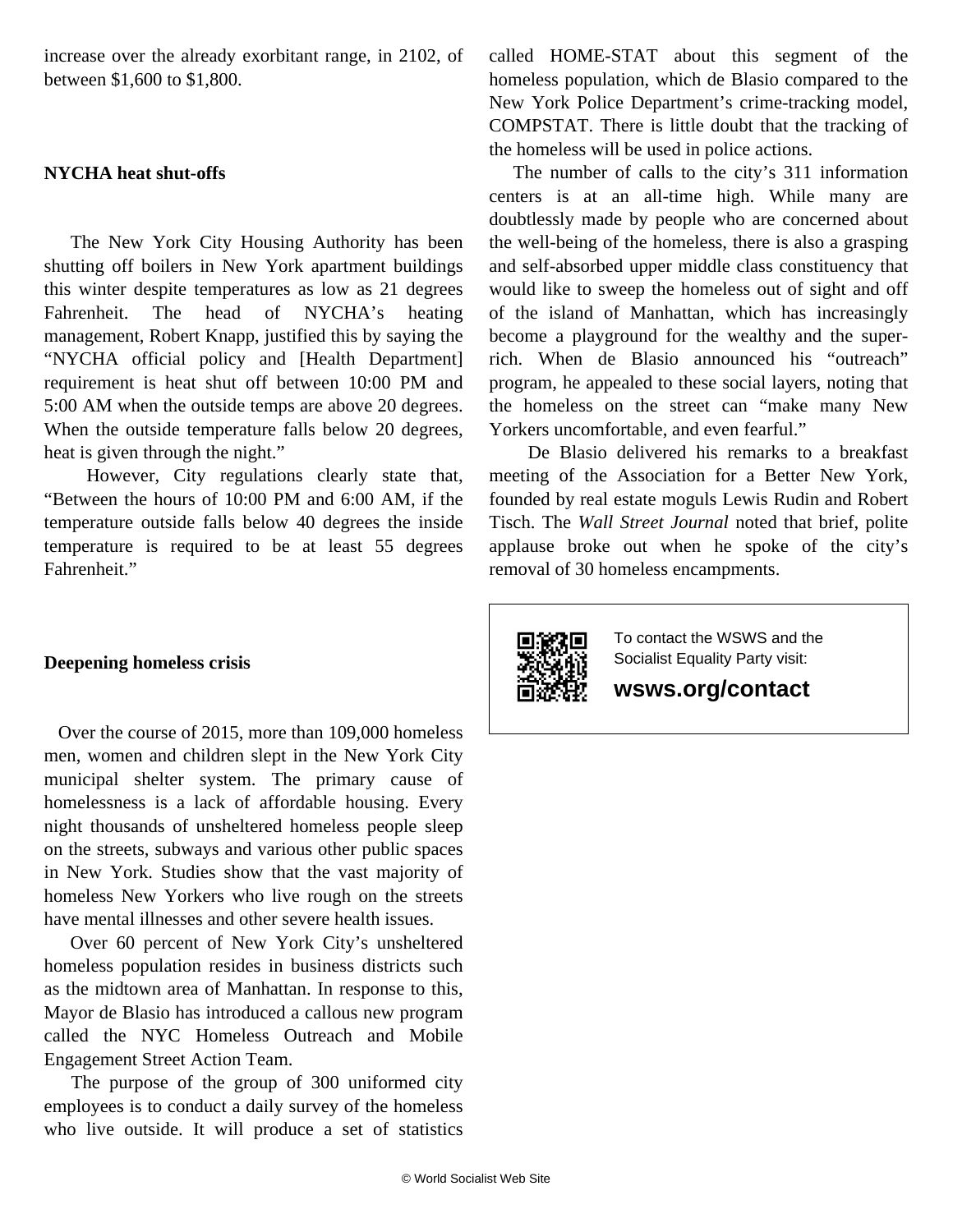increase over the already exorbitant range, in 2102, of between $1,600 to $1,800.

**NYCHA heat shut-offs**

The New York City Housing Authority has been shutting off boilers in New York apartment buildings this winter despite temperatures as low as 21 degrees Fahrenheit. The head of NYCHA's heating management, Robert Knapp, justified this by saying the "NYCHA official policy and [Health Department] requirement is heat shut off between 10:00 PM and 5:00 AM when the outside temps are above 20 degrees. When the outside temperature falls below 20 degrees, heat is given through the night."

However, City regulations clearly state that, "Between the hours of 10:00 PM and 6:00 AM, if the temperature outside falls below 40 degrees the inside temperature is required to be at least 55 degrees Fahrenheit."

**Deepening homeless crisis**

Over the course of 2015, more than 109,000 homeless men, women and children slept in the New York City municipal shelter system. The primary cause of homelessness is a lack of affordable housing. Every night thousands of unsheltered homeless people sleep on the streets, subways and various other public spaces in New York. Studies show that the vast majority of homeless New Yorkers who live rough on the streets have mental illnesses and other severe health issues.

Over 60 percent of New York City's unsheltered homeless population resides in business districts such as the midtown area of Manhattan. In response to this, Mayor de Blasio has introduced a callous new program called the NYC Homeless Outreach and Mobile Engagement Street Action Team.

The purpose of the group of 300 uniformed city employees is to conduct a daily survey of the homeless who live outside. It will produce a set of statistics called HOME-STAT about this segment of the homeless population, which de Blasio compared to the New York Police Department's crime-tracking model, COMPSTAT. There is little doubt that the tracking of the homeless will be used in police actions.

The number of calls to the city's 311 information centers is at an all-time high. While many are doubtlessly made by people who are concerned about the well-being of the homeless, there is also a grasping and self-absorbed upper middle class constituency that would like to sweep the homeless out of sight and off of the island of Manhattan, which has increasingly become a playground for the wealthy and the super-rich. When de Blasio announced his "outreach" program, he appealed to these social layers, noting that the homeless on the street can "make many New Yorkers uncomfortable, and even fearful."

De Blasio delivered his remarks to a breakfast meeting of the Association for a Better New York, founded by real estate moguls Lewis Rudin and Robert Tisch. The *Wall Street Journal* noted that brief, polite applause broke out when he spoke of the city's removal of 30 homeless encampments.

To contact the WSWS and the Socialist Equality Party visit:

**wsws.org/contact**